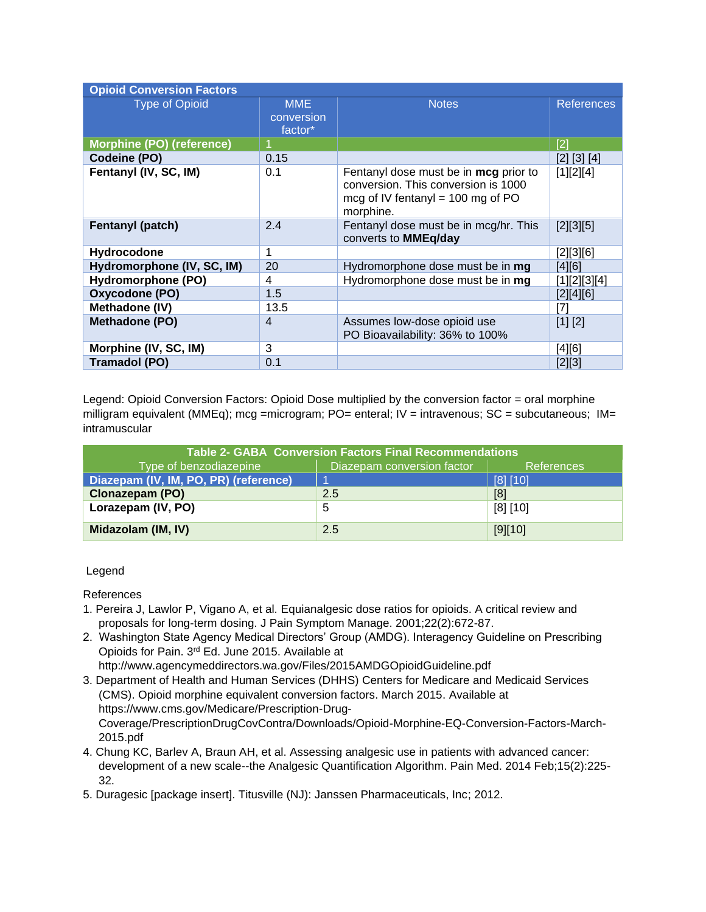| Opioid Conversion Factors | | | |
|---|---|---|---|
| Type of Opioid | MME conversion factor* | Notes | References |
| **Morphine (PO) (reference)** | 1 | | [2] |
| **Codeine (PO)** | 0.15 | | [2] [3] [4] |
| **Fentanyl (IV, SC, IM)** | 0.1 | Fentanyl dose must be in **mcg** prior to conversion. This conversion is 1000 mcg of IV fentanyl = 100 mg of PO morphine. | [1][2][4] |
| **Fentanyl (patch)** | 2.4 | Fentanyl dose must be in mcg/hr. This converts to **MMEq/day** | [2][3][5] |
| **Hydrocodone** | 1 | | [2][3][6] |
| **Hydromorphone (IV, SC, IM)** | 20 | Hydromorphone dose must be in **mg** | [4][6] |
| **Hydromorphone (PO)** | 4 | Hydromorphone dose must be in **mg** | [1][2][3][4] |
| **Oxycodone (PO)** | 1.5 | | [2][4][6] |
| **Methadone (IV)** | 13.5 | | [7] |
| **Methadone (PO)** | 4 | Assumes low-dose opioid use PO Bioavailability: 36% to 100% | [1] [2] |
| **Morphine (IV, SC, IM)** | 3 | | [4][6] |
| **Tramadol (PO)** | 0.1 | | [2][3] |

Legend: Opioid Conversion Factors: Opioid Dose multiplied by the conversion factor = oral morphine milligram equivalent (MMEq); mcg =microgram; PO= enteral; IV = intravenous; SC = subcutaneous; IM= intramuscular

| Table 2- GABA Conversion Factors Final Recommendations | | |
|---|---|---|
| Type of benzodiazepine | Diazepam conversion factor | References |
| **Diazepam (IV, IM, PO, PR) (reference)** | 1 | [8] [10] |
| **Clonazepam (PO)** | 2.5 | [8] |
| **Lorazepam (IV, PO)** | 5 | [8] [10] |
| **Midazolam (IM, IV)** | 2.5 | [9][10] |

Legend

References

1. Pereira J, Lawlor P, Vigano A, et al. Equianalgesic dose ratios for opioids. A critical review and proposals for long-term dosing. J Pain Symptom Manage. 2001;22(2):672-87.
2. Washington State Agency Medical Directors' Group (AMDG). Interagency Guideline on Prescribing Opioids for Pain. 3rd Ed. June 2015. Available at http://www.agencymeddirectors.wa.gov/Files/2015AMDGOpioidGuideline.pdf
3. Department of Health and Human Services (DHHS) Centers for Medicare and Medicaid Services (CMS). Opioid morphine equivalent conversion factors. March 2015. Available at https://www.cms.gov/Medicare/Prescription-Drug-Coverage/PrescriptionDrugCovContra/Downloads/Opioid-Morphine-EQ-Conversion-Factors-March-2015.pdf
4. Chung KC, Barlev A, Braun AH, et al. Assessing analgesic use in patients with advanced cancer: development of a new scale--the Analgesic Quantification Algorithm. Pain Med. 2014 Feb;15(2):225-32.
5. Duragesic [package insert]. Titusville (NJ): Janssen Pharmaceuticals, Inc; 2012.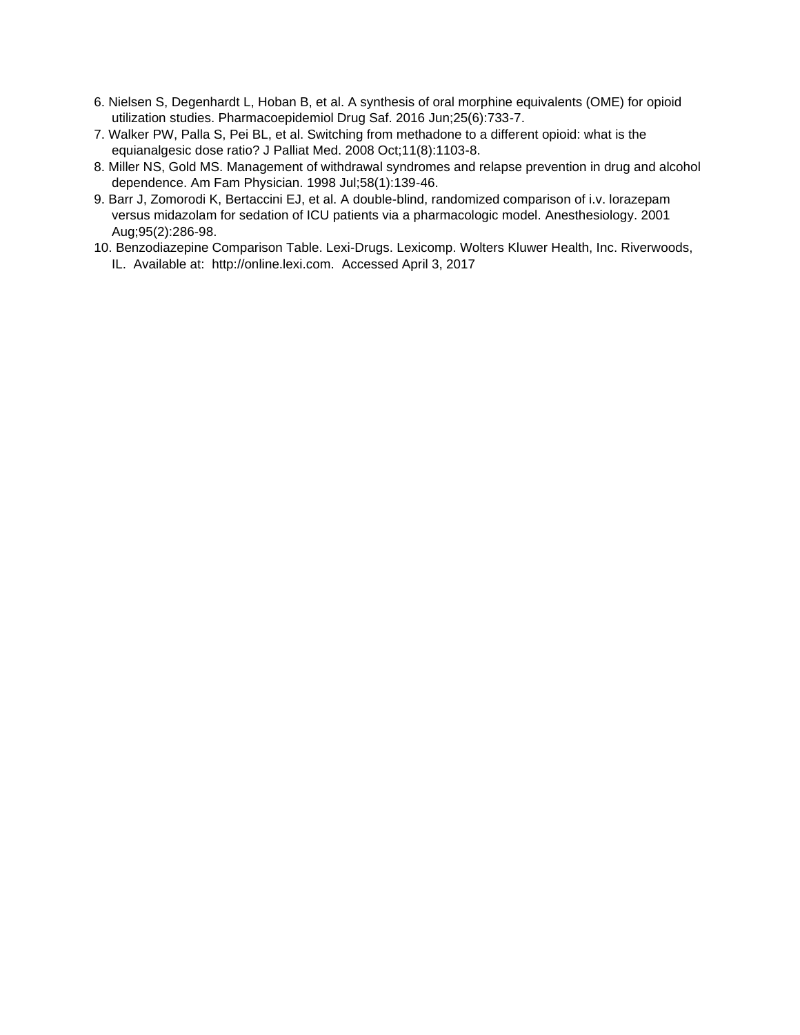6. Nielsen S, Degenhardt L, Hoban B, et al. A synthesis of oral morphine equivalents (OME) for opioid utilization studies. Pharmacoepidemiol Drug Saf. 2016 Jun;25(6):733-7.
7. Walker PW, Palla S, Pei BL, et al. Switching from methadone to a different opioid: what is the equianalgesic dose ratio? J Palliat Med. 2008 Oct;11(8):1103-8.
8. Miller NS, Gold MS. Management of withdrawal syndromes and relapse prevention in drug and alcohol dependence. Am Fam Physician. 1998 Jul;58(1):139-46.
9. Barr J, Zomorodi K, Bertaccini EJ, et al. A double-blind, randomized comparison of i.v. lorazepam versus midazolam for sedation of ICU patients via a pharmacologic model. Anesthesiology. 2001 Aug;95(2):286-98.
10. Benzodiazepine Comparison Table. Lexi-Drugs. Lexicomp. Wolters Kluwer Health, Inc. Riverwoods, IL. Available at: http://online.lexi.com. Accessed April 3, 2017